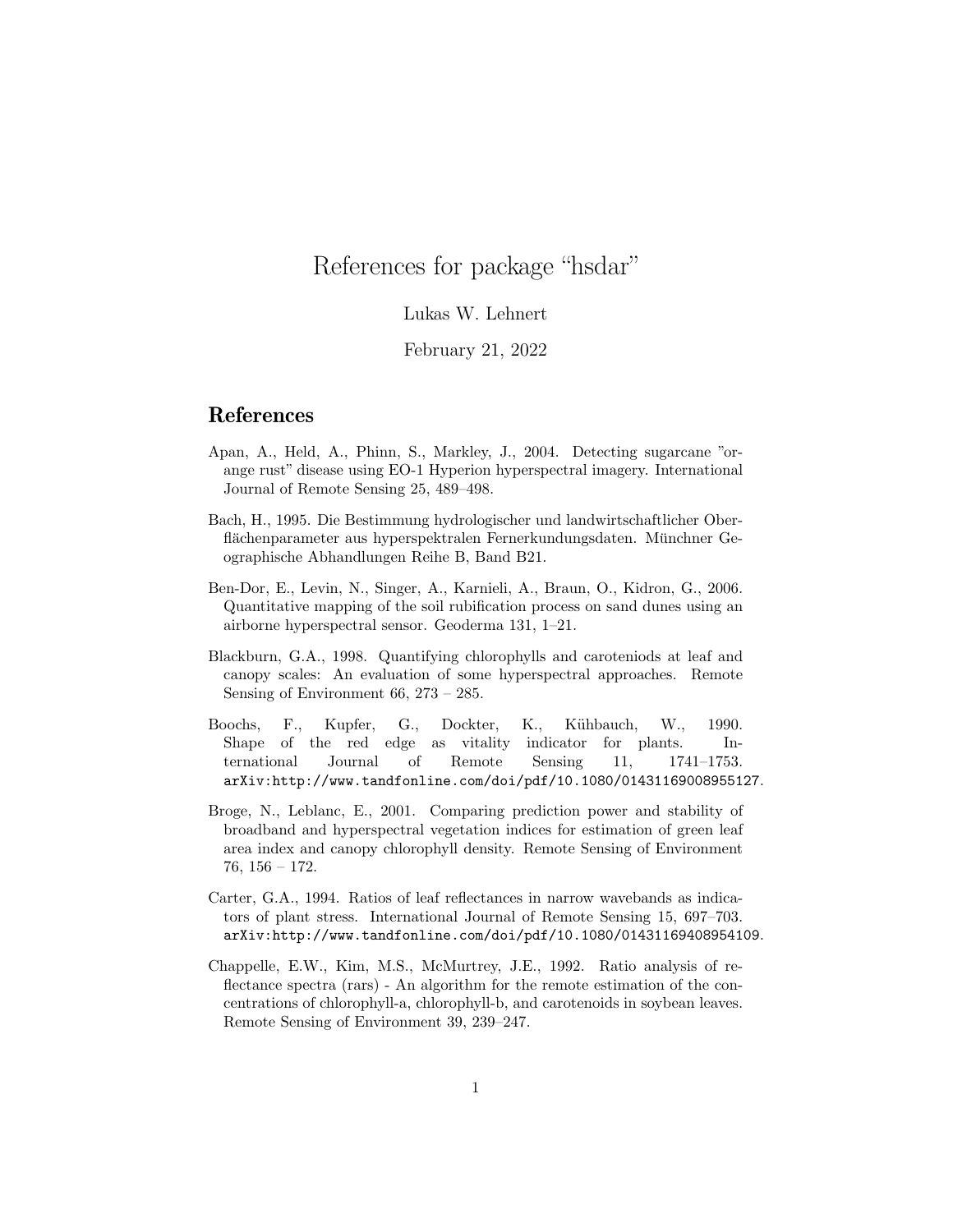# References for package "hsdar"

Lukas W. Lehnert

February 21, 2022

## References

Apan, A., Held, A., Phinn, S., Markley, J., 2004. Detecting sugarcane "orange rust" disease using EO-1 Hyperion hyperspectral imagery. International Journal of Remote Sensing 25, 489–498.

Bach, H., 1995. Die Bestimmung hydrologischer und landwirtschaftlicher Oberflächenparameter aus hyperspektralen Fernerkundungsdaten. Münchner Geographische Abhandlungen Reihe B, Band B21.

Ben-Dor, E., Levin, N., Singer, A., Karnieli, A., Braun, O., Kidron, G., 2006. Quantitative mapping of the soil rubification process on sand dunes using an airborne hyperspectral sensor. Geoderma 131, 1–21.

Blackburn, G.A., 1998. Quantifying chlorophylls and caroteniods at leaf and canopy scales: An evaluation of some hyperspectral approaches. Remote Sensing of Environment 66, 273 – 285.

Boochs, F., Kupfer, G., Dockter, K., Kühbauch, W., 1990. Shape of the red edge as vitality indicator for plants. International Journal of Remote Sensing 11, 1741–1753. arXiv:http://www.tandfonline.com/doi/pdf/10.1080/01431169008955127.

Broge, N., Leblanc, E., 2001. Comparing prediction power and stability of broadband and hyperspectral vegetation indices for estimation of green leaf area index and canopy chlorophyll density. Remote Sensing of Environment 76, 156 – 172.

Carter, G.A., 1994. Ratios of leaf reflectances in narrow wavebands as indicators of plant stress. International Journal of Remote Sensing 15, 697–703. arXiv:http://www.tandfonline.com/doi/pdf/10.1080/01431169408954109.

Chappelle, E.W., Kim, M.S., McMurtrey, J.E., 1992. Ratio analysis of reflectance spectra (rars) - An algorithm for the remote estimation of the concentrations of chlorophyll-a, chlorophyll-b, and carotenoids in soybean leaves. Remote Sensing of Environment 39, 239–247.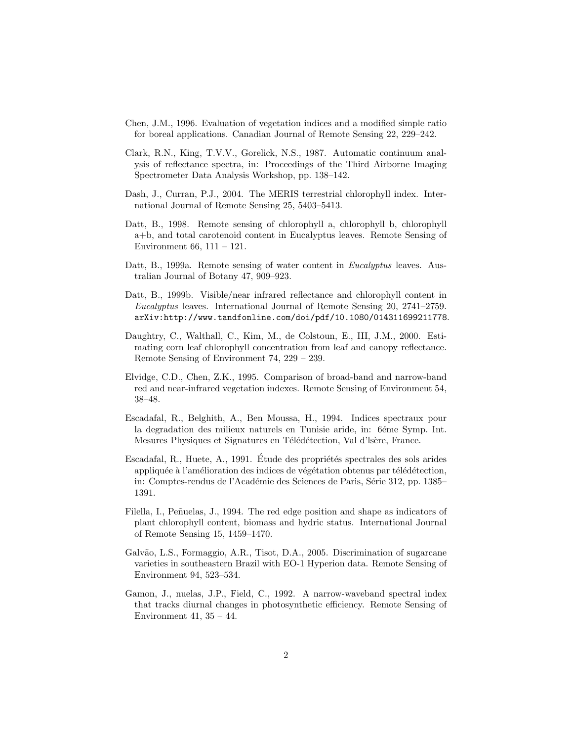Chen, J.M., 1996. Evaluation of vegetation indices and a modified simple ratio for boreal applications. Canadian Journal of Remote Sensing 22, 229–242.

Clark, R.N., King, T.V.V., Gorelick, N.S., 1987. Automatic continuum analysis of reflectance spectra, in: Proceedings of the Third Airborne Imaging Spectrometer Data Analysis Workshop, pp. 138–142.

Dash, J., Curran, P.J., 2004. The MERIS terrestrial chlorophyll index. International Journal of Remote Sensing 25, 5403–5413.

Datt, B., 1998. Remote sensing of chlorophyll a, chlorophyll b, chlorophyll a+b, and total carotenoid content in Eucalyptus leaves. Remote Sensing of Environment 66, 111 – 121.

Datt, B., 1999a. Remote sensing of water content in *Eucalyptus* leaves. Australian Journal of Botany 47, 909–923.

Datt, B., 1999b. Visible/near infrared reflectance and chlorophyll content in *Eucalyptus* leaves. International Journal of Remote Sensing 20, 2741–2759. `arXiv:http://www.tandfonline.com/doi/pdf/10.1080/014311699211778`.

Daughtry, C., Walthall, C., Kim, M., de Colstoun, E., III, J.M., 2000. Estimating corn leaf chlorophyll concentration from leaf and canopy reflectance. Remote Sensing of Environment 74, 229 – 239.

Elvidge, C.D., Chen, Z.K., 1995. Comparison of broad-band and narrow-band red and near-infrared vegetation indexes. Remote Sensing of Environment 54, 38–48.

Escadafal, R., Belghith, A., Ben Moussa, H., 1994. Indices spectraux pour la degradation des milieux naturels en Tunisie aride, in: 6éme Symp. Int. Mesures Physiques et Signatures en Télédétection, Val d'lsère, France.

Escadafal, R., Huete, A., 1991. Étude des propriétés spectrales des sols arides appliquée à l'amélioration des indices de végétation obtenus par télédétection, in: Comptes-rendus de l'Académie des Sciences de Paris, Série 312, pp. 1385–1391.

Filella, I., Peñuelas, J., 1994. The red edge position and shape as indicators of plant chlorophyll content, biomass and hydric status. International Journal of Remote Sensing 15, 1459–1470.

Galvão, L.S., Formaggio, A.R., Tisot, D.A., 2005. Discrimination of sugarcane varieties in southeastern Brazil with EO-1 Hyperion data. Remote Sensing of Environment 94, 523–534.

Gamon, J., nuelas, J.P., Field, C., 1992. A narrow-waveband spectral index that tracks diurnal changes in photosynthetic efficiency. Remote Sensing of Environment 41, 35 – 44.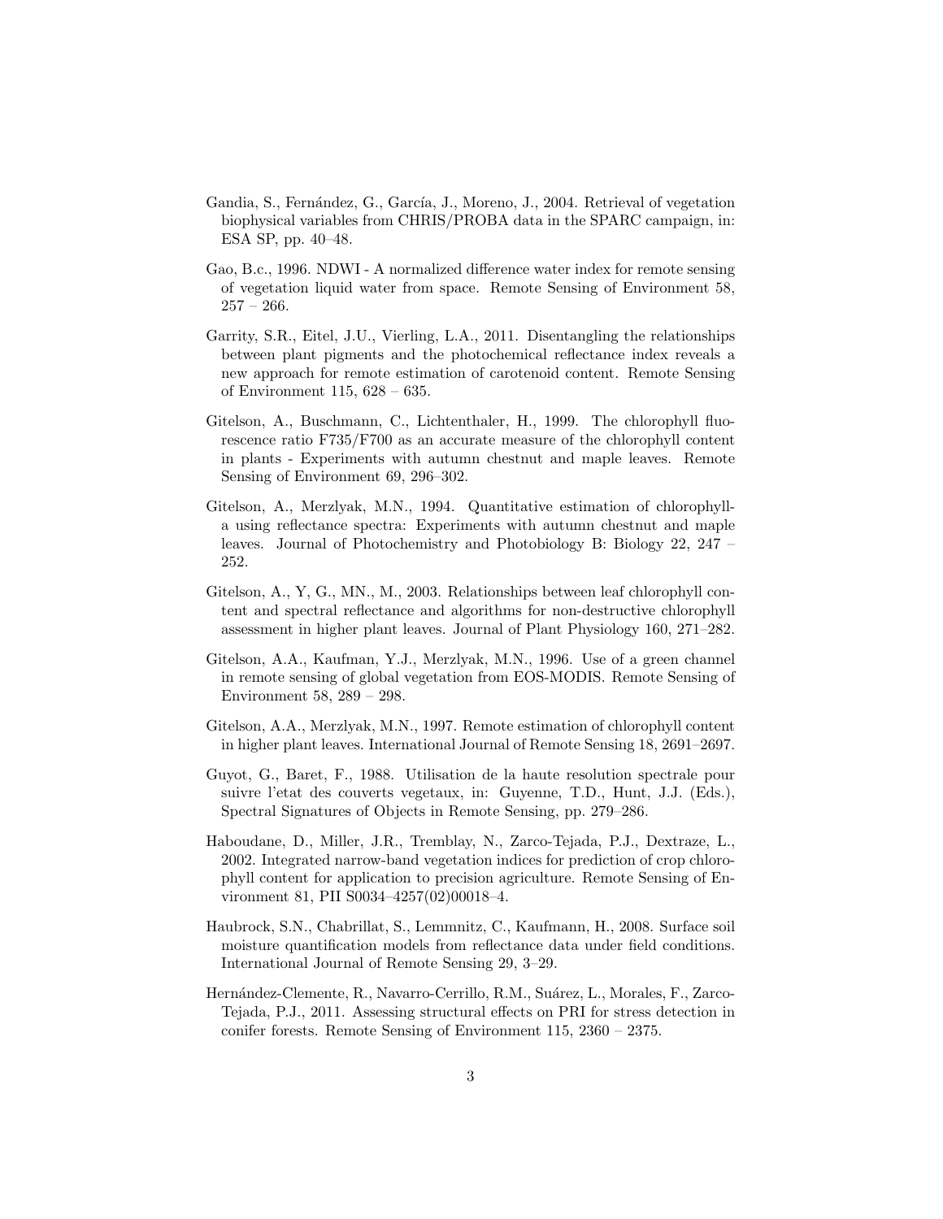Gandia, S., Fernández, G., García, J., Moreno, J., 2004. Retrieval of vegetation biophysical variables from CHRIS/PROBA data in the SPARC campaign, in: ESA SP, pp. 40–48.

Gao, B.c., 1996. NDWI - A normalized difference water index for remote sensing of vegetation liquid water from space. Remote Sensing of Environment 58, 257 – 266.

Garrity, S.R., Eitel, J.U., Vierling, L.A., 2011. Disentangling the relationships between plant pigments and the photochemical reflectance index reveals a new approach for remote estimation of carotenoid content. Remote Sensing of Environment 115, 628 – 635.

Gitelson, A., Buschmann, C., Lichtenthaler, H., 1999. The chlorophyll fluorescence ratio F735/F700 as an accurate measure of the chlorophyll content in plants - Experiments with autumn chestnut and maple leaves. Remote Sensing of Environment 69, 296–302.

Gitelson, A., Merzlyak, M.N., 1994. Quantitative estimation of chlorophyll-a using reflectance spectra: Experiments with autumn chestnut and maple leaves. Journal of Photochemistry and Photobiology B: Biology 22, 247 – 252.

Gitelson, A., Y, G., MN., M., 2003. Relationships between leaf chlorophyll content and spectral reflectance and algorithms for non-destructive chlorophyll assessment in higher plant leaves. Journal of Plant Physiology 160, 271–282.

Gitelson, A.A., Kaufman, Y.J., Merzlyak, M.N., 1996. Use of a green channel in remote sensing of global vegetation from EOS-MODIS. Remote Sensing of Environment 58, 289 – 298.

Gitelson, A.A., Merzlyak, M.N., 1997. Remote estimation of chlorophyll content in higher plant leaves. International Journal of Remote Sensing 18, 2691–2697.

Guyot, G., Baret, F., 1988. Utilisation de la haute resolution spectrale pour suivre l'etat des couverts vegetaux, in: Guyenne, T.D., Hunt, J.J. (Eds.), Spectral Signatures of Objects in Remote Sensing, pp. 279–286.

Haboudane, D., Miller, J.R., Tremblay, N., Zarco-Tejada, P.J., Dextraze, L., 2002. Integrated narrow-band vegetation indices for prediction of crop chlorophyll content for application to precision agriculture. Remote Sensing of Environment 81, PII S0034–4257(02)00018–4.

Haubrock, S.N., Chabrillat, S., Lemmnitz, C., Kaufmann, H., 2008. Surface soil moisture quantification models from reflectance data under field conditions. International Journal of Remote Sensing 29, 3–29.

Hernández-Clemente, R., Navarro-Cerrillo, R.M., Suárez, L., Morales, F., Zarco-Tejada, P.J., 2011. Assessing structural effects on PRI for stress detection in conifer forests. Remote Sensing of Environment 115, 2360 – 2375.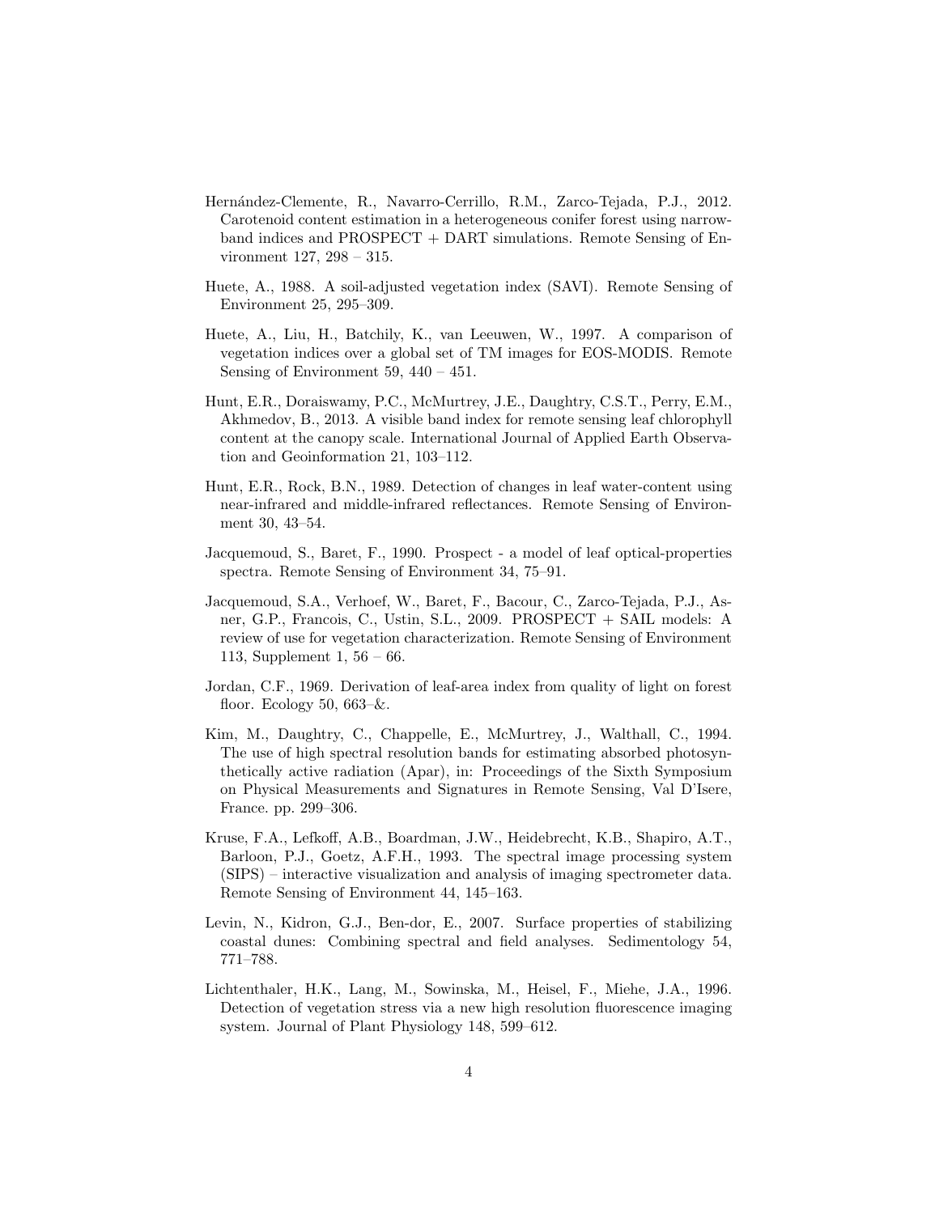Hernández-Clemente, R., Navarro-Cerrillo, R.M., Zarco-Tejada, P.J., 2012. Carotenoid content estimation in a heterogeneous conifer forest using narrow-band indices and PROSPECT + DART simulations. Remote Sensing of Environment 127, 298 – 315.

Huete, A., 1988. A soil-adjusted vegetation index (SAVI). Remote Sensing of Environment 25, 295–309.

Huete, A., Liu, H., Batchily, K., van Leeuwen, W., 1997. A comparison of vegetation indices over a global set of TM images for EOS-MODIS. Remote Sensing of Environment 59, 440 – 451.

Hunt, E.R., Doraiswamy, P.C., McMurtrey, J.E., Daughtry, C.S.T., Perry, E.M., Akhmedov, B., 2013. A visible band index for remote sensing leaf chlorophyll content at the canopy scale. International Journal of Applied Earth Observation and Geoinformation 21, 103–112.

Hunt, E.R., Rock, B.N., 1989. Detection of changes in leaf water-content using near-infrared and middle-infrared reflectances. Remote Sensing of Environment 30, 43–54.

Jacquemoud, S., Baret, F., 1990. Prospect - a model of leaf optical-properties spectra. Remote Sensing of Environment 34, 75–91.

Jacquemoud, S.A., Verhoef, W., Baret, F., Bacour, C., Zarco-Tejada, P.J., Asner, G.P., Francois, C., Ustin, S.L., 2009. PROSPECT + SAIL models: A review of use for vegetation characterization. Remote Sensing of Environment 113, Supplement 1, 56 – 66.

Jordan, C.F., 1969. Derivation of leaf-area index from quality of light on forest floor. Ecology 50, 663–&.

Kim, M., Daughtry, C., Chappelle, E., McMurtrey, J., Walthall, C., 1994. The use of high spectral resolution bands for estimating absorbed photosynthetically active radiation (Apar), in: Proceedings of the Sixth Symposium on Physical Measurements and Signatures in Remote Sensing, Val D'Isere, France. pp. 299–306.

Kruse, F.A., Lefkoff, A.B., Boardman, J.W., Heidebrecht, K.B., Shapiro, A.T., Barloon, P.J., Goetz, A.F.H., 1993. The spectral image processing system (SIPS) – interactive visualization and analysis of imaging spectrometer data. Remote Sensing of Environment 44, 145–163.

Levin, N., Kidron, G.J., Ben-dor, E., 2007. Surface properties of stabilizing coastal dunes: Combining spectral and field analyses. Sedimentology 54, 771–788.

Lichtenthaler, H.K., Lang, M., Sowinska, M., Heisel, F., Miehe, J.A., 1996. Detection of vegetation stress via a new high resolution fluorescence imaging system. Journal of Plant Physiology 148, 599–612.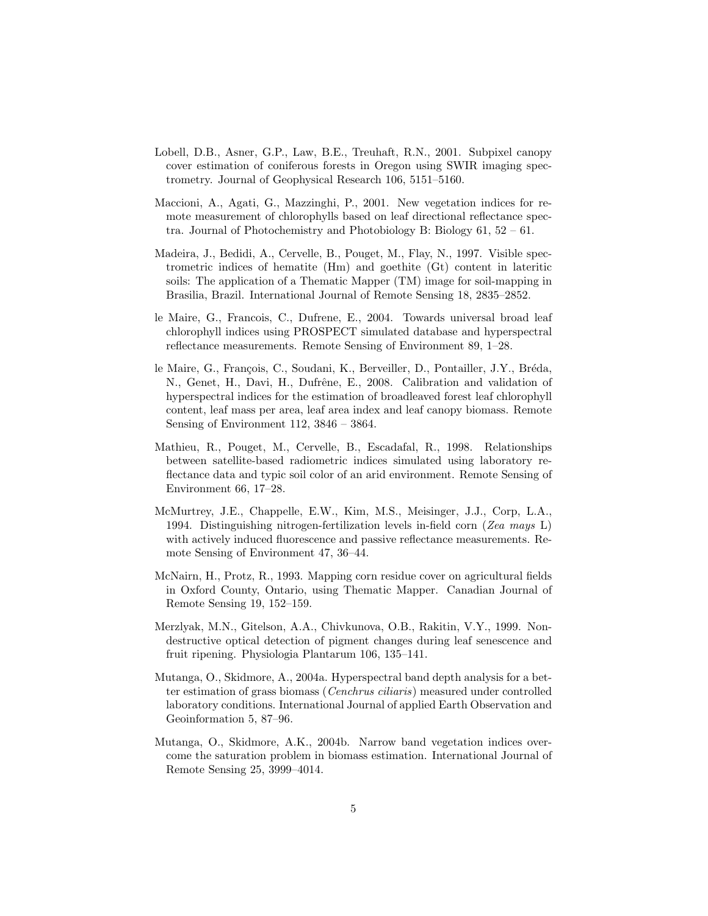Lobell, D.B., Asner, G.P., Law, B.E., Treuhaft, R.N., 2001. Subpixel canopy cover estimation of coniferous forests in Oregon using SWIR imaging spectrometry. Journal of Geophysical Research 106, 5151–5160.

Maccioni, A., Agati, G., Mazzinghi, P., 2001. New vegetation indices for remote measurement of chlorophylls based on leaf directional reflectance spectra. Journal of Photochemistry and Photobiology B: Biology 61, 52 – 61.

Madeira, J., Bedidi, A., Cervelle, B., Pouget, M., Flay, N., 1997. Visible spectrometric indices of hematite (Hm) and goethite (Gt) content in lateritic soils: The application of a Thematic Mapper (TM) image for soil-mapping in Brasilia, Brazil. International Journal of Remote Sensing 18, 2835–2852.

le Maire, G., Francois, C., Dufrene, E., 2004. Towards universal broad leaf chlorophyll indices using PROSPECT simulated database and hyperspectral reflectance measurements. Remote Sensing of Environment 89, 1–28.

le Maire, G., François, C., Soudani, K., Berveiller, D., Pontailler, J.Y., Bréda, N., Genet, H., Davi, H., Dufrêne, E., 2008. Calibration and validation of hyperspectral indices for the estimation of broadleaved forest leaf chlorophyll content, leaf mass per area, leaf area index and leaf canopy biomass. Remote Sensing of Environment 112, 3846 – 3864.

Mathieu, R., Pouget, M., Cervelle, B., Escadafal, R., 1998. Relationships between satellite-based radiometric indices simulated using laboratory reflectance data and typic soil color of an arid environment. Remote Sensing of Environment 66, 17–28.

McMurtrey, J.E., Chappelle, E.W., Kim, M.S., Meisinger, J.J., Corp, L.A., 1994. Distinguishing nitrogen-fertilization levels in-field corn (*Zea mays* L) with actively induced fluorescence and passive reflectance measurements. Remote Sensing of Environment 47, 36–44.

McNairn, H., Protz, R., 1993. Mapping corn residue cover on agricultural fields in Oxford County, Ontario, using Thematic Mapper. Canadian Journal of Remote Sensing 19, 152–159.

Merzlyak, M.N., Gitelson, A.A., Chivkunova, O.B., Rakitin, V.Y., 1999. Nondestructive optical detection of pigment changes during leaf senescence and fruit ripening. Physiologia Plantarum 106, 135–141.

Mutanga, O., Skidmore, A., 2004a. Hyperspectral band depth analysis for a better estimation of grass biomass (*Cenchrus ciliaris*) measured under controlled laboratory conditions. International Journal of applied Earth Observation and Geoinformation 5, 87–96.

Mutanga, O., Skidmore, A.K., 2004b. Narrow band vegetation indices overcome the saturation problem in biomass estimation. International Journal of Remote Sensing 25, 3999–4014.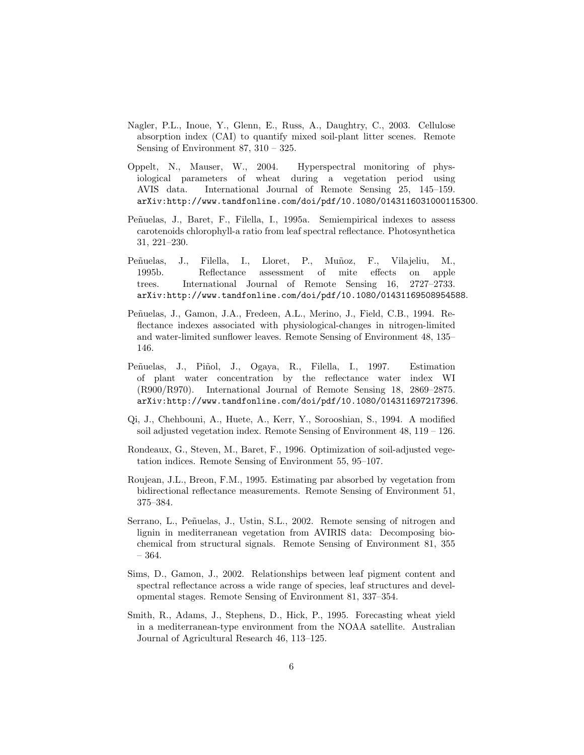Nagler, P.L., Inoue, Y., Glenn, E., Russ, A., Daughtry, C., 2003. Cellulose absorption index (CAI) to quantify mixed soil-plant litter scenes. Remote Sensing of Environment 87, 310 – 325.

Oppelt, N., Mauser, W., 2004. Hyperspectral monitoring of physiological parameters of wheat during a vegetation period using AVIS data. International Journal of Remote Sensing 25, 145–159. arXiv:http://www.tandfonline.com/doi/pdf/10.1080/0143116031000115300.

Peñuelas, J., Baret, F., Filella, I., 1995a. Semiempirical indexes to assess carotenoids chlorophyll-a ratio from leaf spectral reflectance. Photosynthetica 31, 221–230.

Peñuelas, J., Filella, I., Lloret, P., Muñoz, F., Vilajeliu, M., 1995b. Reflectance assessment of mite effects on apple trees. International Journal of Remote Sensing 16, 2727–2733. arXiv:http://www.tandfonline.com/doi/pdf/10.1080/01431169508954588.

Peñuelas, J., Gamon, J.A., Fredeen, A.L., Merino, J., Field, C.B., 1994. Reflectance indexes associated with physiological-changes in nitrogen-limited and water-limited sunflower leaves. Remote Sensing of Environment 48, 135–146.

Peñuelas, J., Piñol, J., Ogaya, R., Filella, I., 1997. Estimation of plant water concentration by the reflectance water index WI (R900/R970). International Journal of Remote Sensing 18, 2869–2875. arXiv:http://www.tandfonline.com/doi/pdf/10.1080/014311697217396.

Qi, J., Chehbouni, A., Huete, A., Kerr, Y., Sorooshian, S., 1994. A modified soil adjusted vegetation index. Remote Sensing of Environment 48, 119 – 126.

Rondeaux, G., Steven, M., Baret, F., 1996. Optimization of soil-adjusted vegetation indices. Remote Sensing of Environment 55, 95–107.

Roujean, J.L., Breon, F.M., 1995. Estimating par absorbed by vegetation from bidirectional reflectance measurements. Remote Sensing of Environment 51, 375–384.

Serrano, L., Peñuelas, J., Ustin, S.L., 2002. Remote sensing of nitrogen and lignin in mediterranean vegetation from AVIRIS data: Decomposing biochemical from structural signals. Remote Sensing of Environment 81, 355 – 364.

Sims, D., Gamon, J., 2002. Relationships between leaf pigment content and spectral reflectance across a wide range of species, leaf structures and developmental stages. Remote Sensing of Environment 81, 337–354.

Smith, R., Adams, J., Stephens, D., Hick, P., 1995. Forecasting wheat yield in a mediterranean-type environment from the NOAA satellite. Australian Journal of Agricultural Research 46, 113–125.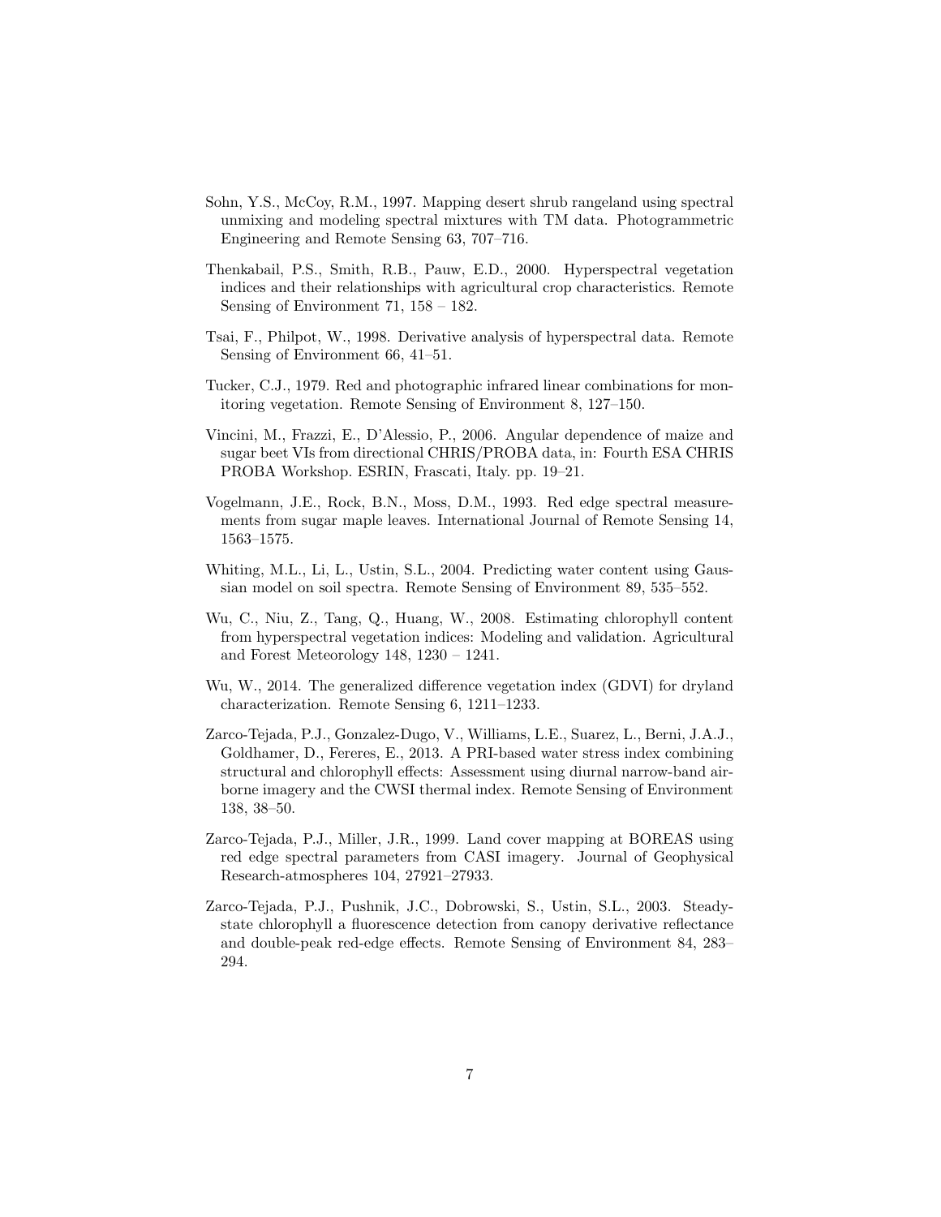Sohn, Y.S., McCoy, R.M., 1997. Mapping desert shrub rangeland using spectral unmixing and modeling spectral mixtures with TM data. Photogrammetric Engineering and Remote Sensing 63, 707–716.

Thenkabail, P.S., Smith, R.B., Pauw, E.D., 2000. Hyperspectral vegetation indices and their relationships with agricultural crop characteristics. Remote Sensing of Environment 71, 158 – 182.

Tsai, F., Philpot, W., 1998. Derivative analysis of hyperspectral data. Remote Sensing of Environment 66, 41–51.

Tucker, C.J., 1979. Red and photographic infrared linear combinations for monitoring vegetation. Remote Sensing of Environment 8, 127–150.

Vincini, M., Frazzi, E., D'Alessio, P., 2006. Angular dependence of maize and sugar beet VIs from directional CHRIS/PROBA data, in: Fourth ESA CHRIS PROBA Workshop. ESRIN, Frascati, Italy. pp. 19–21.

Vogelmann, J.E., Rock, B.N., Moss, D.M., 1993. Red edge spectral measurements from sugar maple leaves. International Journal of Remote Sensing 14, 1563–1575.

Whiting, M.L., Li, L., Ustin, S.L., 2004. Predicting water content using Gaussian model on soil spectra. Remote Sensing of Environment 89, 535–552.

Wu, C., Niu, Z., Tang, Q., Huang, W., 2008. Estimating chlorophyll content from hyperspectral vegetation indices: Modeling and validation. Agricultural and Forest Meteorology 148, 1230 – 1241.

Wu, W., 2014. The generalized difference vegetation index (GDVI) for dryland characterization. Remote Sensing 6, 1211–1233.

Zarco-Tejada, P.J., Gonzalez-Dugo, V., Williams, L.E., Suarez, L., Berni, J.A.J., Goldhamer, D., Fereres, E., 2013. A PRI-based water stress index combining structural and chlorophyll effects: Assessment using diurnal narrow-band airborne imagery and the CWSI thermal index. Remote Sensing of Environment 138, 38–50.

Zarco-Tejada, P.J., Miller, J.R., 1999. Land cover mapping at BOREAS using red edge spectral parameters from CASI imagery. Journal of Geophysical Research-atmospheres 104, 27921–27933.

Zarco-Tejada, P.J., Pushnik, J.C., Dobrowski, S., Ustin, S.L., 2003. Steady-state chlorophyll a fluorescence detection from canopy derivative reflectance and double-peak red-edge effects. Remote Sensing of Environment 84, 283–294.